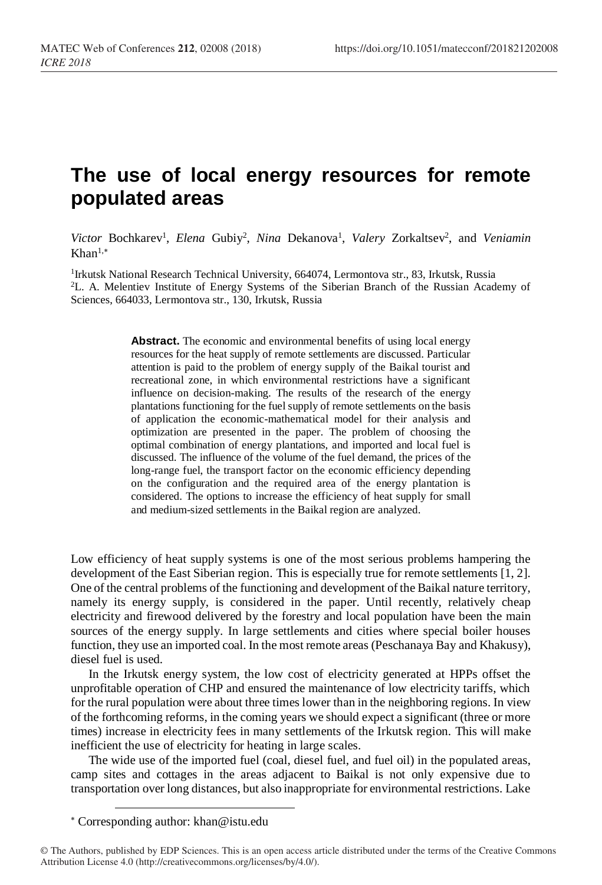# The use of local energy resources for remote populated areas

*Victor* Bochkarev[1], *Elena* Gubiy[2], *Nina* Dekanova[1], *Valery* Zorkaltsev[2], and *Veniamin* Khan[1,*]

[1]Irkutsk National Research Technical University, 664074, Lermontova str., 83, Irkutsk, Russia
[2]L. A. Melentiev Institute of Energy Systems of the Siberian Branch of the Russian Academy of Sciences, 664033, Lermontova str., 130, Irkutsk, Russia

**Abstract.** The economic and environmental benefits of using local energy resources for the heat supply of remote settlements are discussed. Particular attention is paid to the problem of energy supply of the Baikal tourist and recreational zone, in which environmental restrictions have a significant influence on decision-making. The results of the research of the energy plantations functioning for the fuel supply of remote settlements on the basis of application the economic-mathematical model for their analysis and optimization are presented in the paper. The problem of choosing the optimal combination of energy plantations, and imported and local fuel is discussed. The influence of the volume of the fuel demand, the prices of the long-range fuel, the transport factor on the economic efficiency depending on the configuration and the required area of the energy plantation is considered. The options to increase the efficiency of heat supply for small and medium-sized settlements in the Baikal region are analyzed.

Low efficiency of heat supply systems is one of the most serious problems hampering the development of the East Siberian region. This is especially true for remote settlements [1, 2]. One of the central problems of the functioning and development of the Baikal nature territory, namely its energy supply, is considered in the paper. Until recently, relatively cheap electricity and firewood delivered by the forestry and local population have been the main sources of the energy supply. In large settlements and cities where special boiler houses function, they use an imported coal. In the most remote areas (Peschanaya Bay and Khakusy), diesel fuel is used.

In the Irkutsk energy system, the low cost of electricity generated at HPPs offset the unprofitable operation of CHP and ensured the maintenance of low electricity tariffs, which for the rural population were about three times lower than in the neighboring regions. In view of the forthcoming reforms, in the coming years we should expect a significant (three or more times) increase in electricity fees in many settlements of the Irkutsk region. This will make inefficient the use of electricity for heating in large scales.

The wide use of the imported fuel (coal, diesel fuel, and fuel oil) in the populated areas, camp sites and cottages in the areas adjacent to Baikal is not only expensive due to transportation over long distances, but also inappropriate for environmental restrictions. Lake

* Corresponding author: khan@istu.edu

© The Authors, published by EDP Sciences. This is an open access article distributed under the terms of the Creative Commons Attribution License 4.0 (http://creativecommons.org/licenses/by/4.0/).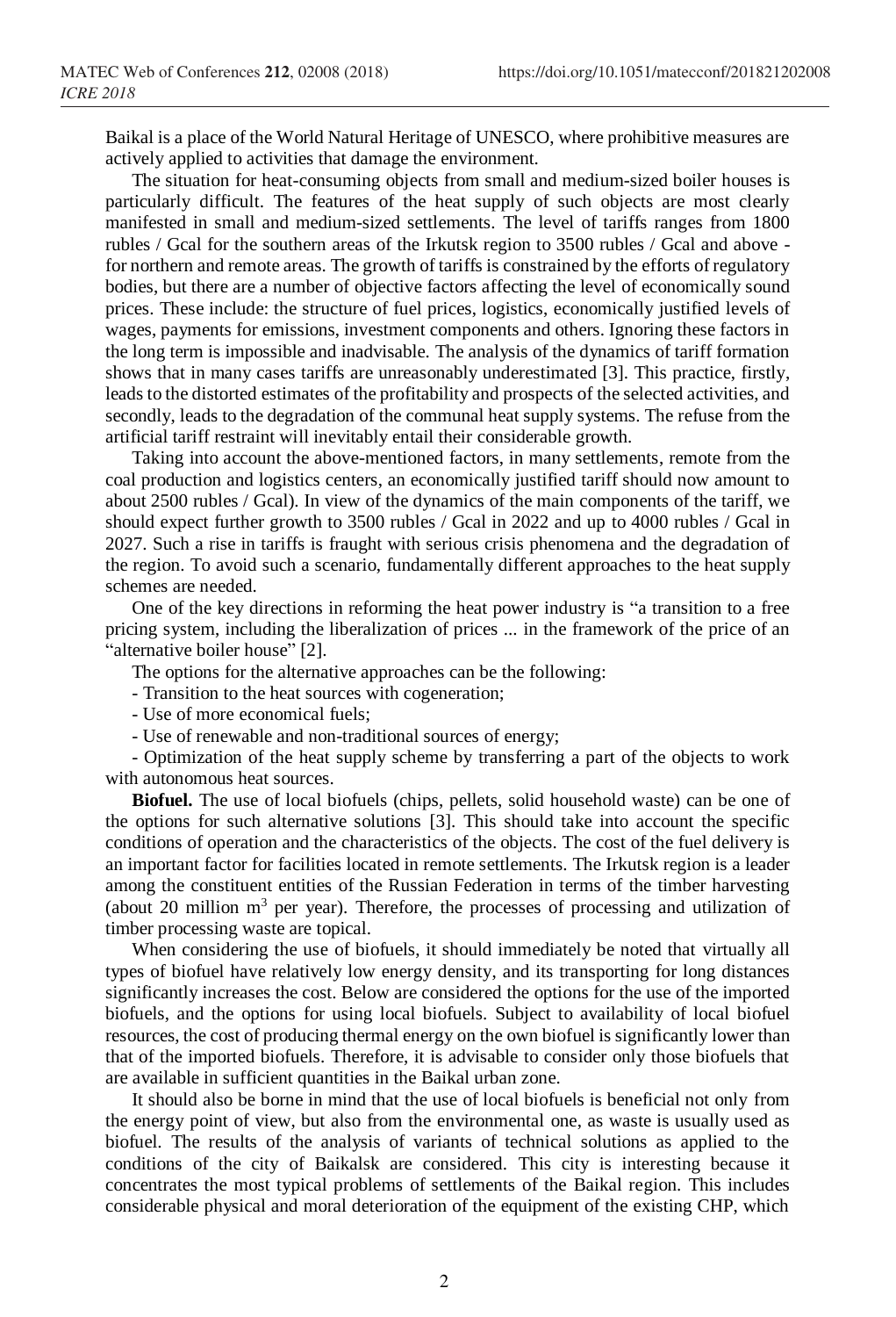Baikal is a place of the World Natural Heritage of UNESCO, where prohibitive measures are actively applied to activities that damage the environment.

The situation for heat-consuming objects from small and medium-sized boiler houses is particularly difficult. The features of the heat supply of such objects are most clearly manifested in small and medium-sized settlements. The level of tariffs ranges from 1800 rubles / Gcal for the southern areas of the Irkutsk region to 3500 rubles / Gcal and above - for northern and remote areas. The growth of tariffs is constrained by the efforts of regulatory bodies, but there are a number of objective factors affecting the level of economically sound prices. These include: the structure of fuel prices, logistics, economically justified levels of wages, payments for emissions, investment components and others. Ignoring these factors in the long term is impossible and inadvisable. The analysis of the dynamics of tariff formation shows that in many cases tariffs are unreasonably underestimated [3]. This practice, firstly, leads to the distorted estimates of the profitability and prospects of the selected activities, and secondly, leads to the degradation of the communal heat supply systems. The refuse from the artificial tariff restraint will inevitably entail their considerable growth.

Taking into account the above-mentioned factors, in many settlements, remote from the coal production and logistics centers, an economically justified tariff should now amount to about 2500 rubles / Gcal). In view of the dynamics of the main components of the tariff, we should expect further growth to 3500 rubles / Gcal in 2022 and up to 4000 rubles / Gcal in 2027. Such a rise in tariffs is fraught with serious crisis phenomena and the degradation of the region. To avoid such a scenario, fundamentally different approaches to the heat supply schemes are needed.

One of the key directions in reforming the heat power industry is "a transition to a free pricing system, including the liberalization of prices ... in the framework of the price of an "alternative boiler house" [2].

The options for the alternative approaches can be the following:

- Transition to the heat sources with cogeneration;
- Use of more economical fuels;
- Use of renewable and non-traditional sources of energy;
- Optimization of the heat supply scheme by transferring a part of the objects to work with autonomous heat sources.

**Biofuel.** The use of local biofuels (chips, pellets, solid household waste) can be one of the options for such alternative solutions [3]. This should take into account the specific conditions of operation and the characteristics of the objects. The cost of the fuel delivery is an important factor for facilities located in remote settlements. The Irkutsk region is a leader among the constituent entities of the Russian Federation in terms of the timber harvesting (about 20 million m$^3$ per year). Therefore, the processes of processing and utilization of timber processing waste are topical.

When considering the use of biofuels, it should immediately be noted that virtually all types of biofuel have relatively low energy density, and its transporting for long distances significantly increases the cost. Below are considered the options for the use of the imported biofuels, and the options for using local biofuels. Subject to availability of local biofuel resources, the cost of producing thermal energy on the own biofuel is significantly lower than that of the imported biofuels. Therefore, it is advisable to consider only those biofuels that are available in sufficient quantities in the Baikal urban zone.

It should also be borne in mind that the use of local biofuels is beneficial not only from the energy point of view, but also from the environmental one, as waste is usually used as biofuel. The results of the analysis of variants of technical solutions as applied to the conditions of the city of Baikalsk are considered. This city is interesting because it concentrates the most typical problems of settlements of the Baikal region. This includes considerable physical and moral deterioration of the equipment of the existing CHP, which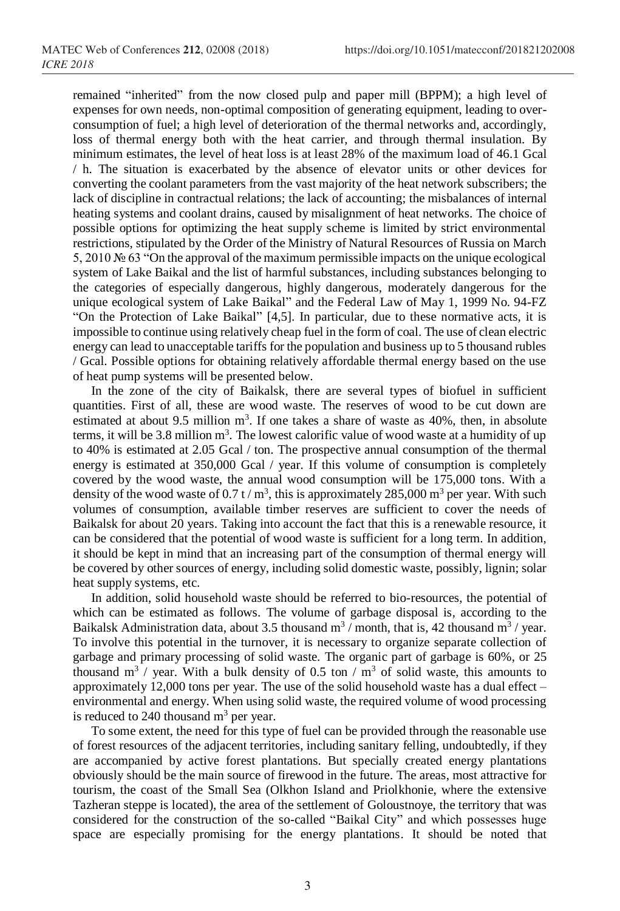remained "inherited" from the now closed pulp and paper mill (BPPM); a high level of expenses for own needs, non-optimal composition of generating equipment, leading to over-consumption of fuel; a high level of deterioration of the thermal networks and, accordingly, loss of thermal energy both with the heat carrier, and through thermal insulation. By minimum estimates, the level of heat loss is at least 28% of the maximum load of 46.1 Gcal / h. The situation is exacerbated by the absence of elevator units or other devices for converting the coolant parameters from the vast majority of the heat network subscribers; the lack of discipline in contractual relations; the lack of accounting; the misbalances of internal heating systems and coolant drains, caused by misalignment of heat networks. The choice of possible options for optimizing the heat supply scheme is limited by strict environmental restrictions, stipulated by the Order of the Ministry of Natural Resources of Russia on March 5, 2010 № 63 "On the approval of the maximum permissible impacts on the unique ecological system of Lake Baikal and the list of harmful substances, including substances belonging to the categories of especially dangerous, highly dangerous, moderately dangerous for the unique ecological system of Lake Baikal" and the Federal Law of May 1, 1999 No. 94-FZ "On the Protection of Lake Baikal" [4,5]. In particular, due to these normative acts, it is impossible to continue using relatively cheap fuel in the form of coal. The use of clean electric energy can lead to unacceptable tariffs for the population and business up to 5 thousand rubles / Gcal. Possible options for obtaining relatively affordable thermal energy based on the use of heat pump systems will be presented below.

In the zone of the city of Baikalsk, there are several types of biofuel in sufficient quantities. First of all, these are wood waste. The reserves of wood to be cut down are estimated at about 9.5 million m$^3$. If one takes a share of waste as 40%, then, in absolute terms, it will be 3.8 million m$^3$. The lowest calorific value of wood waste at a humidity of up to 40% is estimated at 2.05 Gcal / ton. The prospective annual consumption of the thermal energy is estimated at 350,000 Gcal / year. If this volume of consumption is completely covered by the wood waste, the annual wood consumption will be 175,000 tons. With a density of the wood waste of 0.7 t / m$^3$, this is approximately 285,000 m$^3$ per year. With such volumes of consumption, available timber reserves are sufficient to cover the needs of Baikalsk for about 20 years. Taking into account the fact that this is a renewable resource, it can be considered that the potential of wood waste is sufficient for a long term. In addition, it should be kept in mind that an increasing part of the consumption of thermal energy will be covered by other sources of energy, including solid domestic waste, possibly, lignin; solar heat supply systems, etc.

In addition, solid household waste should be referred to bio-resources, the potential of which can be estimated as follows. The volume of garbage disposal is, according to the Baikalsk Administration data, about 3.5 thousand m$^3$ / month, that is, 42 thousand m$^3$ / year. To involve this potential in the turnover, it is necessary to organize separate collection of garbage and primary processing of solid waste. The organic part of garbage is 60%, or 25 thousand m$^3$ / year. With a bulk density of 0.5 ton / m$^3$ of solid waste, this amounts to approximately 12,000 tons per year. The use of the solid household waste has a dual effect – environmental and energy. When using solid waste, the required volume of wood processing is reduced to 240 thousand m$^3$ per year.

To some extent, the need for this type of fuel can be provided through the reasonable use of forest resources of the adjacent territories, including sanitary felling, undoubtedly, if they are accompanied by active forest plantations. But specially created energy plantations obviously should be the main source of firewood in the future. The areas, most attractive for tourism, the coast of the Small Sea (Olkhon Island and Priolkhonie, where the extensive Tazheran steppe is located), the area of the settlement of Goloustnoye, the territory that was considered for the construction of the so-called "Baikal City" and which possesses huge space are especially promising for the energy plantations. It should be noted that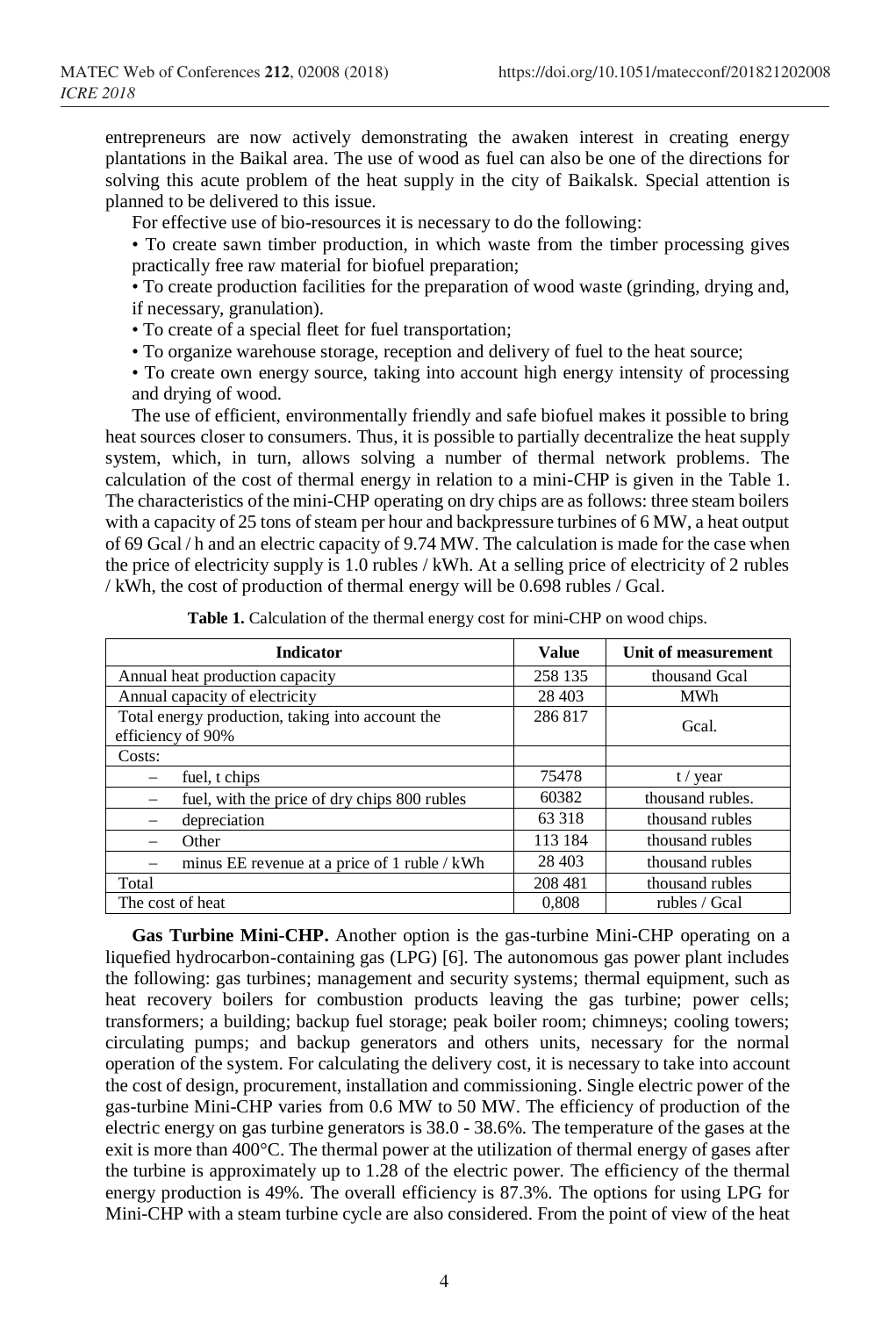entrepreneurs are now actively demonstrating the awaken interest in creating energy plantations in the Baikal area. The use of wood as fuel can also be one of the directions for solving this acute problem of the heat supply in the city of Baikalsk. Special attention is planned to be delivered to this issue.

For effective use of bio-resources it is necessary to do the following:

- To create sawn timber production, in which waste from the timber processing gives practically free raw material for biofuel preparation;
- To create production facilities for the preparation of wood waste (grinding, drying and, if necessary, granulation).
- To create of a special fleet for fuel transportation;
- To organize warehouse storage, reception and delivery of fuel to the heat source;
- To create own energy source, taking into account high energy intensity of processing and drying of wood.

The use of efficient, environmentally friendly and safe biofuel makes it possible to bring heat sources closer to consumers. Thus, it is possible to partially decentralize the heat supply system, which, in turn, allows solving a number of thermal network problems. The calculation of the cost of thermal energy in relation to a mini-CHP is given in the Table 1. The characteristics of the mini-CHP operating on dry chips are as follows: three steam boilers with a capacity of 25 tons of steam per hour and backpressure turbines of 6 MW, a heat output of 69 Gcal / h and an electric capacity of 9.74 MW. The calculation is made for the case when the price of electricity supply is 1.0 rubles / kWh. At a selling price of electricity of 2 rubles / kWh, the cost of production of thermal energy will be 0.698 rubles / Gcal.

**Table 1.** Calculation of the thermal energy cost for mini-CHP on wood chips.

| Indicator | Value | Unit of measurement |
|---|---|---|
| Annual heat production capacity | 258 135 | thousand Gcal |
| Annual capacity of electricity | 28 403 | MWh |
| Total energy production, taking into account the efficiency of 90% | 286 817 | Gcal. |
| Costs: | | |
| – fuel, t chips | 75478 | t / year |
| – fuel, with the price of dry chips 800 rubles | 60382 | thousand rubles. |
| – depreciation | 63 318 | thousand rubles |
| – Other | 113 184 | thousand rubles |
| – minus EE revenue at a price of 1 ruble / kWh | 28 403 | thousand rubles |
| Total | 208 481 | thousand rubles |
| The cost of heat | 0,808 | rubles / Gcal |

**Gas Turbine Mini-CHP.** Another option is the gas-turbine Mini-CHP operating on a liquefied hydrocarbon-containing gas (LPG) [6]. The autonomous gas power plant includes the following: gas turbines; management and security systems; thermal equipment, such as heat recovery boilers for combustion products leaving the gas turbine; power cells; transformers; a building; backup fuel storage; peak boiler room; chimneys; cooling towers; circulating pumps; and backup generators and others units, necessary for the normal operation of the system. For calculating the delivery cost, it is necessary to take into account the cost of design, procurement, installation and commissioning. Single electric power of the gas-turbine Mini-CHP varies from 0.6 MW to 50 MW. The efficiency of production of the electric energy on gas turbine generators is 38.0 - 38.6%. The temperature of the gases at the exit is more than 400°C. The thermal power at the utilization of thermal energy of gases after the turbine is approximately up to 1.28 of the electric power. The efficiency of the thermal energy production is 49%. The overall efficiency is 87.3%. The options for using LPG for Mini-CHP with a steam turbine cycle are also considered. From the point of view of the heat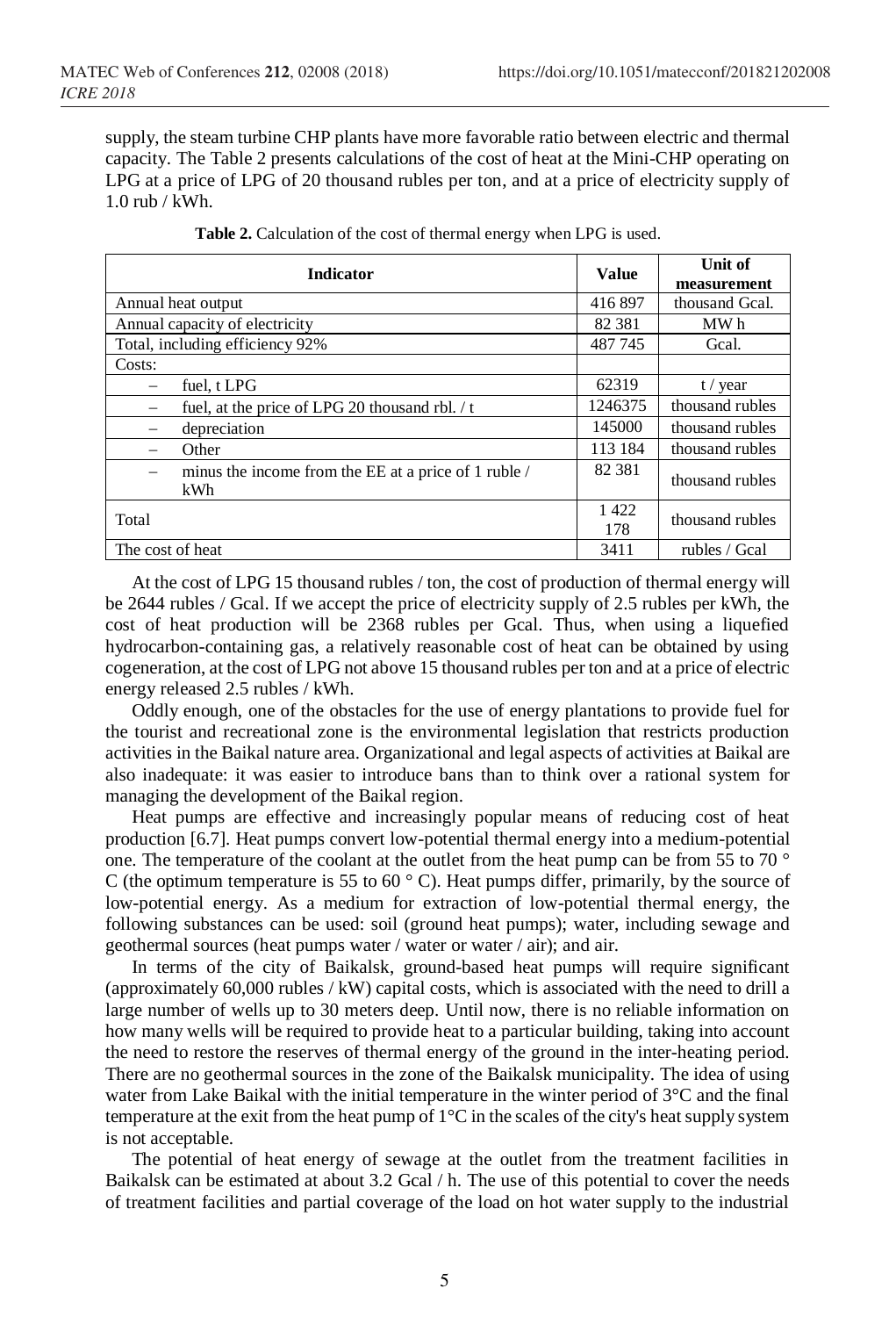supply, the steam turbine CHP plants have more favorable ratio between electric and thermal capacity. The Table 2 presents calculations of the cost of heat at the Mini-CHP operating on LPG at a price of LPG of 20 thousand rubles per ton, and at a price of electricity supply of 1.0 rub / kWh.

**Table 2.** Calculation of the cost of thermal energy when LPG is used.

| Indicator | Value | Unit of measurement |
|---|---|---|
| Annual heat output | 416 897 | thousand Gcal. |
| Annual capacity of electricity | 82 381 | MW h |
| Total, including efficiency 92% | 487 745 | Gcal. |
| Costs: | | |
| – fuel, t LPG | 62319 | t / year |
| – fuel, at the price of LPG 20 thousand rbl. / t | 1246375 | thousand rubles |
| – depreciation | 145000 | thousand rubles |
| – Other | 113 184 | thousand rubles |
| – minus the income from the EE at a price of 1 ruble / kWh | 82 381 | thousand rubles |
| Total | 1 422 178 | thousand rubles |
| The cost of heat | 3411 | rubles / Gcal |

At the cost of LPG 15 thousand rubles / ton, the cost of production of thermal energy will be 2644 rubles / Gcal. If we accept the price of electricity supply of 2.5 rubles per kWh, the cost of heat production will be 2368 rubles per Gcal. Thus, when using a liquefied hydrocarbon-containing gas, a relatively reasonable cost of heat can be obtained by using cogeneration, at the cost of LPG not above 15 thousand rubles per ton and at a price of electric energy released 2.5 rubles / kWh.

Oddly enough, one of the obstacles for the use of energy plantations to provide fuel for the tourist and recreational zone is the environmental legislation that restricts production activities in the Baikal nature area. Organizational and legal aspects of activities at Baikal are also inadequate: it was easier to introduce bans than to think over a rational system for managing the development of the Baikal region.

Heat pumps are effective and increasingly popular means of reducing cost of heat production [6.7]. Heat pumps convert low-potential thermal energy into a medium-potential one. The temperature of the coolant at the outlet from the heat pump can be from 55 to 70 ° C (the optimum temperature is 55 to 60 ° C). Heat pumps differ, primarily, by the source of low-potential energy. As a medium for extraction of low-potential thermal energy, the following substances can be used: soil (ground heat pumps); water, including sewage and geothermal sources (heat pumps water / water or water / air); and air.

In terms of the city of Baikalsk, ground-based heat pumps will require significant (approximately 60,000 rubles / kW) capital costs, which is associated with the need to drill a large number of wells up to 30 meters deep. Until now, there is no reliable information on how many wells will be required to provide heat to a particular building, taking into account the need to restore the reserves of thermal energy of the ground in the inter-heating period. There are no geothermal sources in the zone of the Baikalsk municipality. The idea of using water from Lake Baikal with the initial temperature in the winter period of 3°C and the final temperature at the exit from the heat pump of 1°C in the scales of the city's heat supply system is not acceptable.

The potential of heat energy of sewage at the outlet from the treatment facilities in Baikalsk can be estimated at about 3.2 Gcal / h. The use of this potential to cover the needs of treatment facilities and partial coverage of the load on hot water supply to the industrial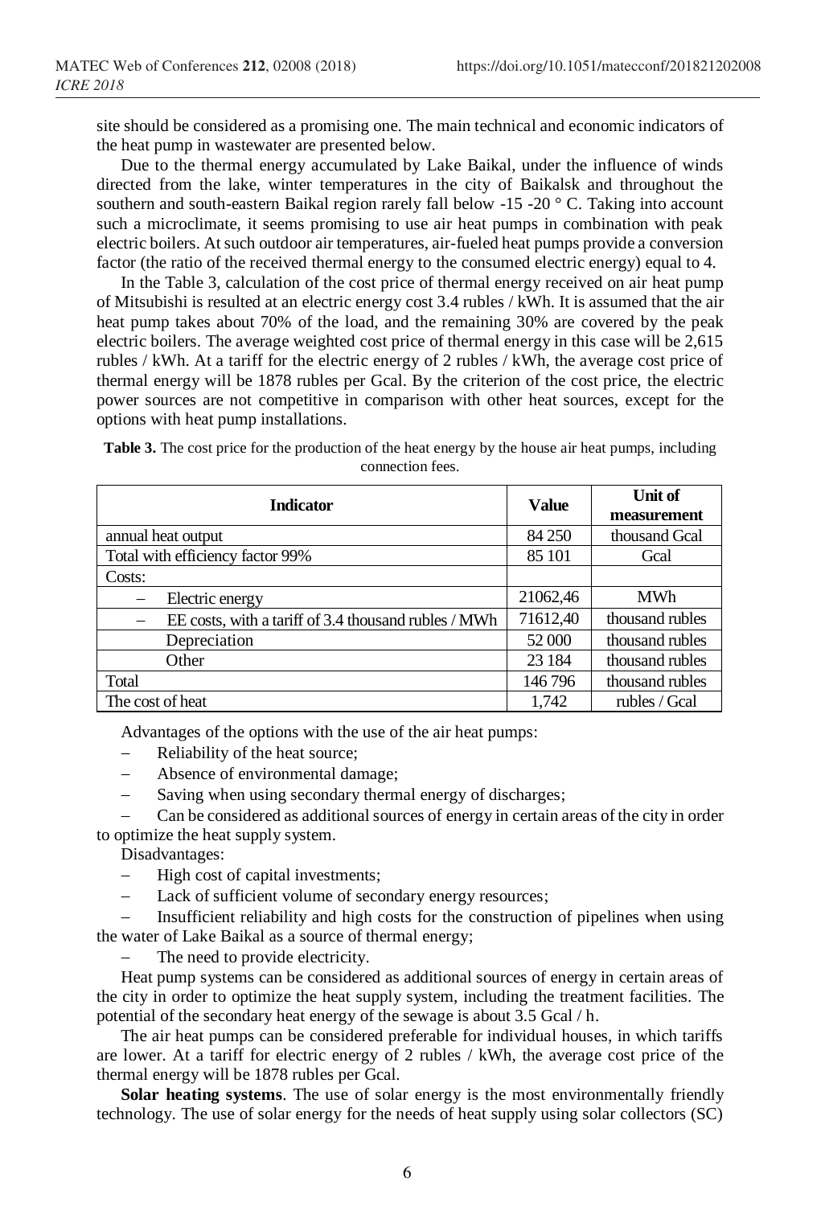site should be considered as a promising one. The main technical and economic indicators of the heat pump in wastewater are presented below.

Due to the thermal energy accumulated by Lake Baikal, under the influence of winds directed from the lake, winter temperatures in the city of Baikalsk and throughout the southern and south-eastern Baikal region rarely fall below -15 -20 ° C. Taking into account such a microclimate, it seems promising to use air heat pumps in combination with peak electric boilers. At such outdoor air temperatures, air-fueled heat pumps provide a conversion factor (the ratio of the received thermal energy to the consumed electric energy) equal to 4.

In the Table 3, calculation of the cost price of thermal energy received on air heat pump of Mitsubishi is resulted at an electric energy cost 3.4 rubles / kWh. It is assumed that the air heat pump takes about 70% of the load, and the remaining 30% are covered by the peak electric boilers. The average weighted cost price of thermal energy in this case will be 2,615 rubles / kWh. At a tariff for the electric energy of 2 rubles / kWh, the average cost price of thermal energy will be 1878 rubles per Gcal. By the criterion of the cost price, the electric power sources are not competitive in comparison with other heat sources, except for the options with heat pump installations.

**Table 3.** The cost price for the production of the heat energy by the house air heat pumps, including connection fees.

| Indicator | Value | Unit of measurement |
|---|---|---|
| annual heat output | 84 250 | thousand Gcal |
| Total with efficiency factor 99% | 85 101 | Gcal |
| Costs: | | |
| – Electric energy | 21062,46 | MWh |
| – EE costs, with a tariff of 3.4 thousand rubles / MWh | 71612,40 | thousand rubles |
| Depreciation | 52 000 | thousand rubles |
| Other | 23 184 | thousand rubles |
| Total | 146 796 | thousand rubles |
| The cost of heat | 1,742 | rubles / Gcal |

Advantages of the options with the use of the air heat pumps:

- Reliability of the heat source;
- Absence of environmental damage;
- Saving when using secondary thermal energy of discharges;
- Can be considered as additional sources of energy in certain areas of the city in order to optimize the heat supply system.

Disadvantages:

- High cost of capital investments;
- Lack of sufficient volume of secondary energy resources;
- Insufficient reliability and high costs for the construction of pipelines when using the water of Lake Baikal as a source of thermal energy;
- The need to provide electricity.

Heat pump systems can be considered as additional sources of energy in certain areas of the city in order to optimize the heat supply system, including the treatment facilities. The potential of the secondary heat energy of the sewage is about 3.5 Gcal / h.

The air heat pumps can be considered preferable for individual houses, in which tariffs are lower. At a tariff for electric energy of 2 rubles / kWh, the average cost price of the thermal energy will be 1878 rubles per Gcal.

**Solar heating systems**. The use of solar energy is the most environmentally friendly technology. The use of solar energy for the needs of heat supply using solar collectors (SC)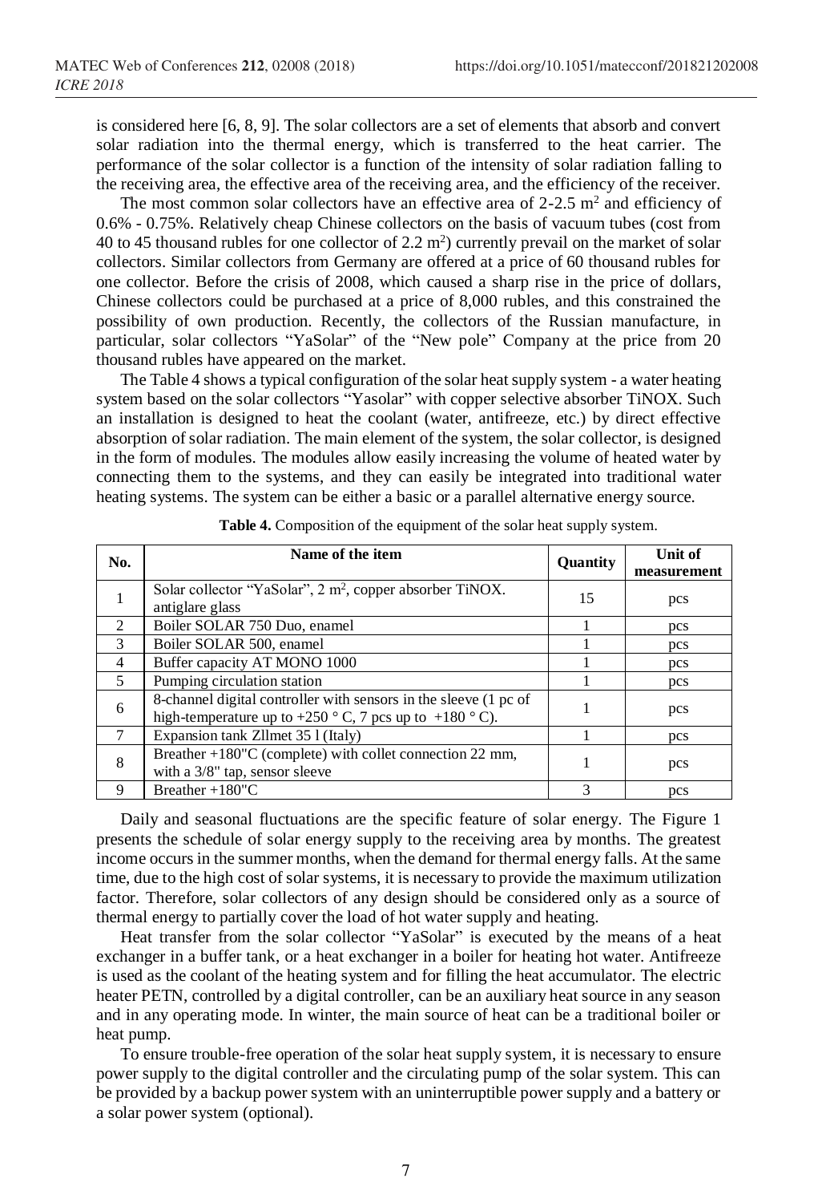is considered here [6, 8, 9]. The solar collectors are a set of elements that absorb and convert solar radiation into the thermal energy, which is transferred to the heat carrier. The performance of the solar collector is a function of the intensity of solar radiation falling to the receiving area, the effective area of the receiving area, and the efficiency of the receiver.

The most common solar collectors have an effective area of 2-2.5 $m^2$ and efficiency of 0.6% - 0.75%. Relatively cheap Chinese collectors on the basis of vacuum tubes (cost from 40 to 45 thousand rubles for one collector of 2.2 $m^2$) currently prevail on the market of solar collectors. Similar collectors from Germany are offered at a price of 60 thousand rubles for one collector. Before the crisis of 2008, which caused a sharp rise in the price of dollars, Chinese collectors could be purchased at a price of 8,000 rubles, and this constrained the possibility of own production. Recently, the collectors of the Russian manufacture, in particular, solar collectors "YaSolar" of the "New pole" Company at the price from 20 thousand rubles have appeared on the market.

The Table 4 shows a typical configuration of the solar heat supply system - a water heating system based on the solar collectors "Yasolar" with copper selective absorber TiNOX. Such an installation is designed to heat the coolant (water, antifreeze, etc.) by direct effective absorption of solar radiation. The main element of the system, the solar collector, is designed in the form of modules. The modules allow easily increasing the volume of heated water by connecting them to the systems, and they can easily be integrated into traditional water heating systems. The system can be either a basic or a parallel alternative energy source.

**Table 4.** Composition of the equipment of the solar heat supply system.

| No. | Name of the item | Quantity | Unit of measurement |
|---|---|---|---|
| 1 | Solar collector "YaSolar", 2 $m^2$, copper absorber TiNOX. antiglare glass | 15 | pcs |
| 2 | Boiler SOLAR 750 Duo, enamel | 1 | pcs |
| 3 | Boiler SOLAR 500, enamel | 1 | pcs |
| 4 | Buffer capacity AT MONO 1000 | 1 | pcs |
| 5 | Pumping circulation station | 1 | pcs |
| 6 | 8-channel digital controller with sensors in the sleeve (1 pc of high-temperature up to +250 ° C, 7 pcs up to +180 ° C). | 1 | pcs |
| 7 | Expansion tank Zllmet 35 l (Italy) | 1 | pcs |
| 8 | Breather +180"C (complete) with collet connection 22 mm, with a 3/8" tap, sensor sleeve | 1 | pcs |
| 9 | Breather +180"C | 3 | pcs |

Daily and seasonal fluctuations are the specific feature of solar energy. The Figure 1 presents the schedule of solar energy supply to the receiving area by months. The greatest income occurs in the summer months, when the demand for thermal energy falls. At the same time, due to the high cost of solar systems, it is necessary to provide the maximum utilization factor. Therefore, solar collectors of any design should be considered only as a source of thermal energy to partially cover the load of hot water supply and heating.

Heat transfer from the solar collector "YaSolar" is executed by the means of a heat exchanger in a buffer tank, or a heat exchanger in a boiler for heating hot water. Antifreeze is used as the coolant of the heating system and for filling the heat accumulator. The electric heater PETN, controlled by a digital controller, can be an auxiliary heat source in any season and in any operating mode. In winter, the main source of heat can be a traditional boiler or heat pump.

To ensure trouble-free operation of the solar heat supply system, it is necessary to ensure power supply to the digital controller and the circulating pump of the solar system. This can be provided by a backup power system with an uninterruptible power supply and a battery or a solar power system (optional).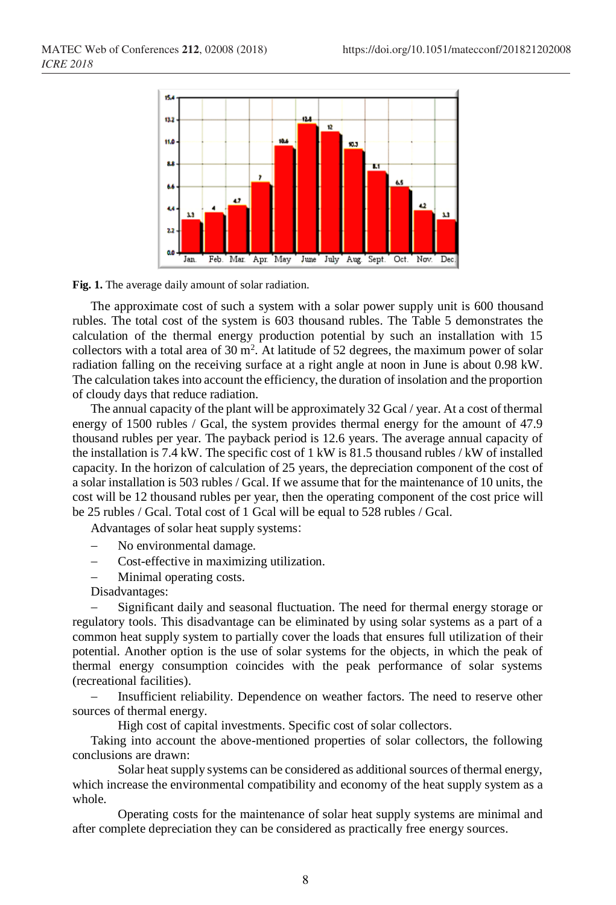**Fig. 1.** The average daily amount of solar radiation.

The approximate cost of such a system with a solar power supply unit is 600 thousand rubles. The total cost of the system is 603 thousand rubles. The Table 5 demonstrates the calculation of the thermal energy production potential by such an installation with 15 collectors with a total area of 30 m$^2$. At latitude of 52 degrees, the maximum power of solar radiation falling on the receiving surface at a right angle at noon in June is about 0.98 kW. The calculation takes into account the efficiency, the duration of insolation and the proportion of cloudy days that reduce radiation.

The annual capacity of the plant will be approximately 32 Gcal / year. At a cost of thermal energy of 1500 rubles / Gcal, the system provides thermal energy for the amount of 47.9 thousand rubles per year. The payback period is 12.6 years. The average annual capacity of the installation is 7.4 kW. The specific cost of 1 kW is 81.5 thousand rubles / kW of installed capacity. In the horizon of calculation of 25 years, the depreciation component of the cost of a solar installation is 503 rubles / Gcal. If we assume that for the maintenance of 10 units, the cost will be 12 thousand rubles per year, then the operating component of the cost price will be 25 rubles / Gcal. Total cost of 1 Gcal will be equal to 528 rubles / Gcal.

Advantages of solar heat supply systems:

- No environmental damage.
- Cost-effective in maximizing utilization.
- Minimal operating costs.

Disadvantages:

- Significant daily and seasonal fluctuation. The need for thermal energy storage or regulatory tools. This disadvantage can be eliminated by using solar systems as a part of a common heat supply system to partially cover the loads that ensures full utilization of their potential. Another option is the use of solar systems for the objects, in which the peak of thermal energy consumption coincides with the peak performance of solar systems (recreational facilities).
- Insufficient reliability. Dependence on weather factors. The need to reserve other sources of thermal energy.

High cost of capital investments. Specific cost of solar collectors.

Taking into account the above-mentioned properties of solar collectors, the following conclusions are drawn:

Solar heat supply systems can be considered as additional sources of thermal energy, which increase the environmental compatibility and economy of the heat supply system as a whole.

Operating costs for the maintenance of solar heat supply systems are minimal and after complete depreciation they can be considered as practically free energy sources.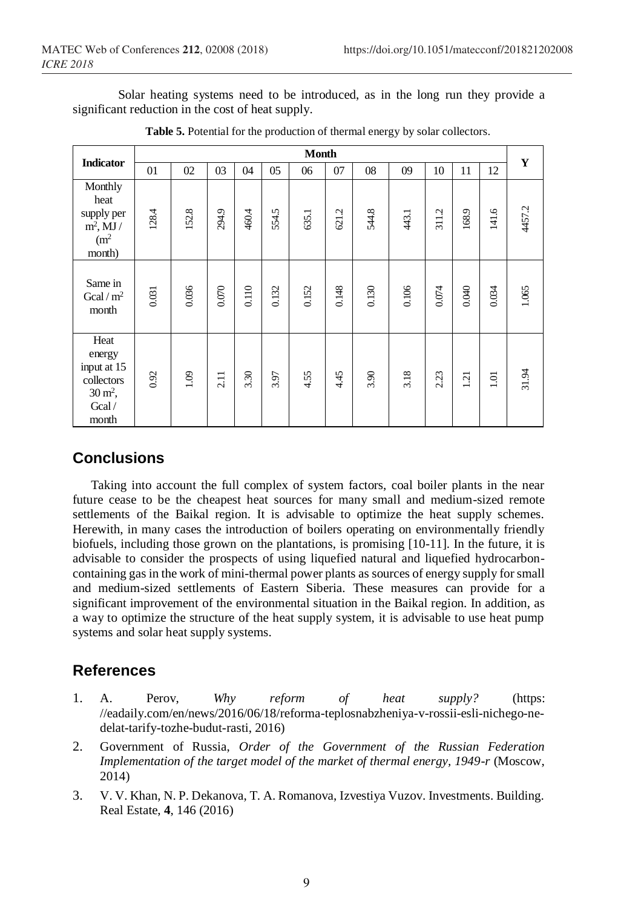Solar heating systems need to be introduced, as in the long run they provide a significant reduction in the cost of heat supply.

**Table 5.** Potential for the production of thermal energy by solar collectors.

| Indicator | Month | | | | | | | | | | | | Y |
|---|---|---|---|---|---|---|---|---|---|---|---|---|---|
| | 01 | 02 | 03 | 04 | 05 | 06 | 07 | 08 | 09 | 10 | 11 | 12 | |
| Monthly heat supply per $m^2$, MJ / ($m^2$ month) | 128.4 | 152.8 | 294.9 | 460.4 | 554.5 | 635.1 | 621.2 | 544.8 | 443.1 | 311.2 | 168.9 | 141.6 | 4457.2 |
| Same in Gcal / $m^2$ month | 0.031 | 0.036 | 0.070 | 0.110 | 0.132 | 0.152 | 0.148 | 0.130 | 0.106 | 0.074 | 0.040 | 0.034 | 1.065 |
| Heat energy input at 15 collectors 30 $m^2$, Gcal / month | 0.92 | 1.09 | 2.11 | 3.30 | 3.97 | 4.55 | 4.45 | 3.90 | 3.18 | 2.23 | 1.21 | 1.01 | 31.94 |

## Conclusions

Taking into account the full complex of system factors, coal boiler plants in the near future cease to be the cheapest heat sources for many small and medium-sized remote settlements of the Baikal region. It is advisable to optimize the heat supply schemes. Herewith, in many cases the introduction of boilers operating on environmentally friendly biofuels, including those grown on the plantations, is promising [10-11]. In the future, it is advisable to consider the prospects of using liquefied natural and liquefied hydrocarbon-containing gas in the work of mini-thermal power plants as sources of energy supply for small and medium-sized settlements of Eastern Siberia. These measures can provide for a significant improvement of the environmental situation in the Baikal region. In addition, as a way to optimize the structure of the heat supply system, it is advisable to use heat pump systems and solar heat supply systems.

## References

1. A. Perov, *Why reform of heat supply?* (https: //eadaily.com/en/news/2016/06/18/reforma-teplosnabzheniya-v-rossii-esli-nichego-ne-delat-tarify-tozhe-budut-rasti, 2016)
2. Government of Russia, *Order of the Government of the Russian Federation Implementation of the target model of the market of thermal energy, 1949-r* (Moscow, 2014)
3. V. V. Khan, N. P. Dekanova, T. A. Romanova, Izvestiya Vuzov. Investments. Building. Real Estate, **4**, 146 (2016)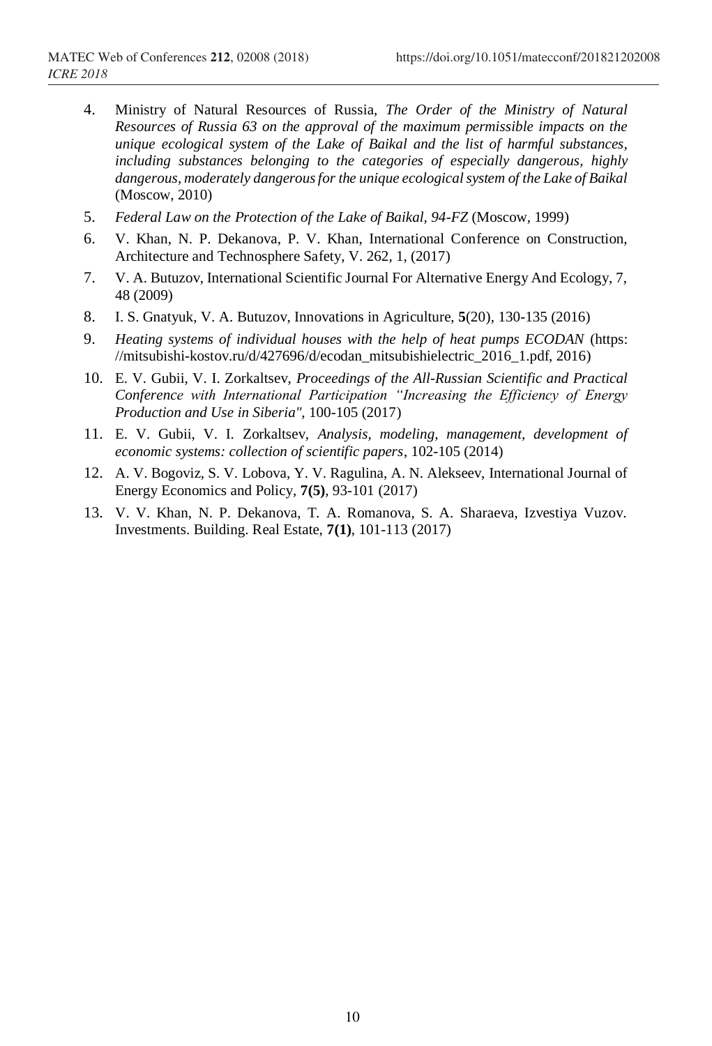4. Ministry of Natural Resources of Russia, *The Order of the Ministry of Natural Resources of Russia 63 on the approval of the maximum permissible impacts on the unique ecological system of the Lake of Baikal and the list of harmful substances, including substances belonging to the categories of especially dangerous, highly dangerous, moderately dangerous for the unique ecological system of the Lake of Baikal* (Moscow, 2010)
5. *Federal Law on the Protection of the Lake of Baikal, 94-FZ* (Moscow, 1999)
6. V. Khan, N. P. Dekanova, P. V. Khan, International Conference on Construction, Architecture and Technosphere Safety, V. 262, 1, (2017)
7. V. A. Butuzov, International Scientific Journal For Alternative Energy And Ecology, 7, 48 (2009)
8. I. S. Gnatyuk, V. A. Butuzov, Innovations in Agriculture, **5**(20), 130-135 (2016)
9. *Heating systems of individual houses with the help of heat pumps ECODAN* (https: //mitsubishi-kostov.ru/d/427696/d/ecodan_mitsubishielectric_2016_1.pdf, 2016)
10. E. V. Gubii, V. I. Zorkaltsev, *Proceedings of the All-Russian Scientific and Practical Conference with International Participation "Increasing the Efficiency of Energy Production and Use in Siberia"*, 100-105 (2017)
11. E. V. Gubii, V. I. Zorkaltsev, *Analysis, modeling, management, development of economic systems: collection of scientific papers*, 102-105 (2014)
12. A. V. Bogoviz, S. V. Lobova, Y. V. Ragulina, A. N. Alekseev, International Journal of Energy Economics and Policy, **7(5)**, 93-101 (2017)
13. V. V. Khan, N. P. Dekanova, T. A. Romanova, S. A. Sharaeva, Izvestiya Vuzov. Investments. Building. Real Estate, **7(1)**, 101-113 (2017)